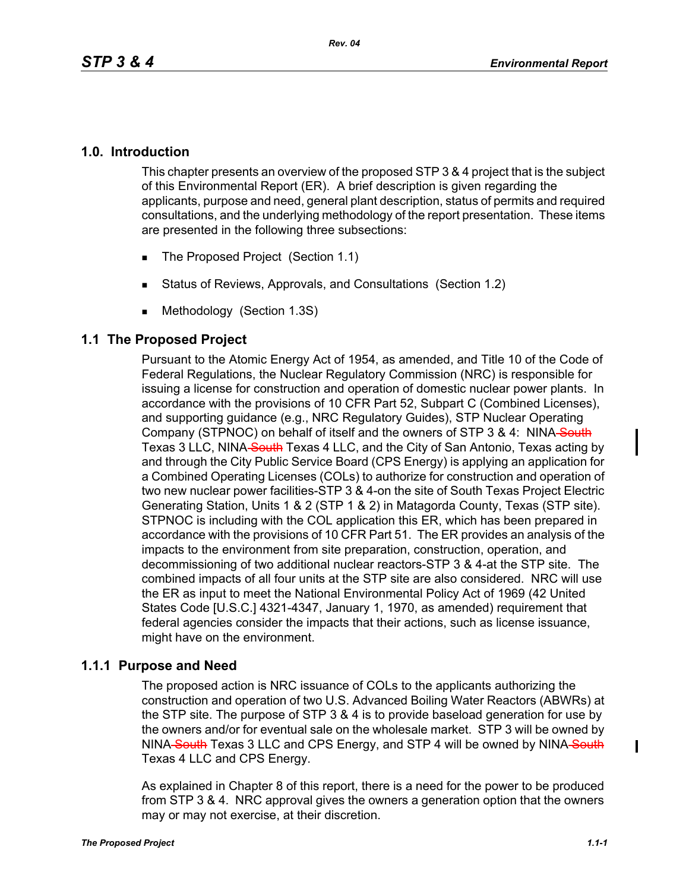## 1.0. Introduction

This chapter presents an overview of the proposed STP 3 & 4 project that is the subject of this Environmental Report (ER). A brief description is given regarding the applicants, purpose and need, general plant description, status of permits and required consultations, and the underlying methodology of the report presentation. These items are presented in the following three subsections:

- The Proposed Project (Section 1.1)
- Status of Reviews, Approvals, and Consultations (Section 1.2)
- Methodology (Section 1.3S)

## 1.1 The Proposed Project

Pursuant to the Atomic Energy Act of 1954, as amended, and Title 10 of the Code of Federal Regulations, the Nuclear Regulatory Commission (NRC) is responsible for issuing a license for construction and operation of domestic nuclear power plants. In accordance with the provisions of 10 CFR Part 52, Subpart C (Combined Licenses), and supporting guidance (e.g., NRC Regulatory Guides), STP Nuclear Operating Company (STPNOC) on behalf of itself and the owners of STP 3 & 4: NINA ~~South~~ Texas 3 LLC, NINA ~~South~~ Texas 4 LLC, and the City of San Antonio, Texas acting by and through the City Public Service Board (CPS Energy) is applying an application for a Combined Operating Licenses (COLs) to authorize for construction and operation of two new nuclear power facilities-STP 3 & 4-on the site of South Texas Project Electric Generating Station, Units 1 & 2 (STP 1 & 2) in Matagorda County, Texas (STP site). STPNOC is including with the COL application this ER, which has been prepared in accordance with the provisions of 10 CFR Part 51. The ER provides an analysis of the impacts to the environment from site preparation, construction, operation, and decommissioning of two additional nuclear reactors-STP 3 & 4-at the STP site. The combined impacts of all four units at the STP site are also considered. NRC will use the ER as input to meet the National Environmental Policy Act of 1969 (42 United States Code [U.S.C.] 4321-4347, January 1, 1970, as amended) requirement that federal agencies consider the impacts that their actions, such as license issuance, might have on the environment.

### 1.1.1 Purpose and Need

The proposed action is NRC issuance of COLs to the applicants authorizing the construction and operation of two U.S. Advanced Boiling Water Reactors (ABWRs) at the STP site. The purpose of STP 3 & 4 is to provide baseload generation for use by the owners and/or for eventual sale on the wholesale market. STP 3 will be owned by NINA ~~South~~ Texas 3 LLC and CPS Energy, and STP 4 will be owned by NINA ~~South~~ Texas 4 LLC and CPS Energy.

As explained in Chapter 8 of this report, there is a need for the power to be produced from STP 3 & 4. NRC approval gives the owners a generation option that the owners may or may not exercise, at their discretion.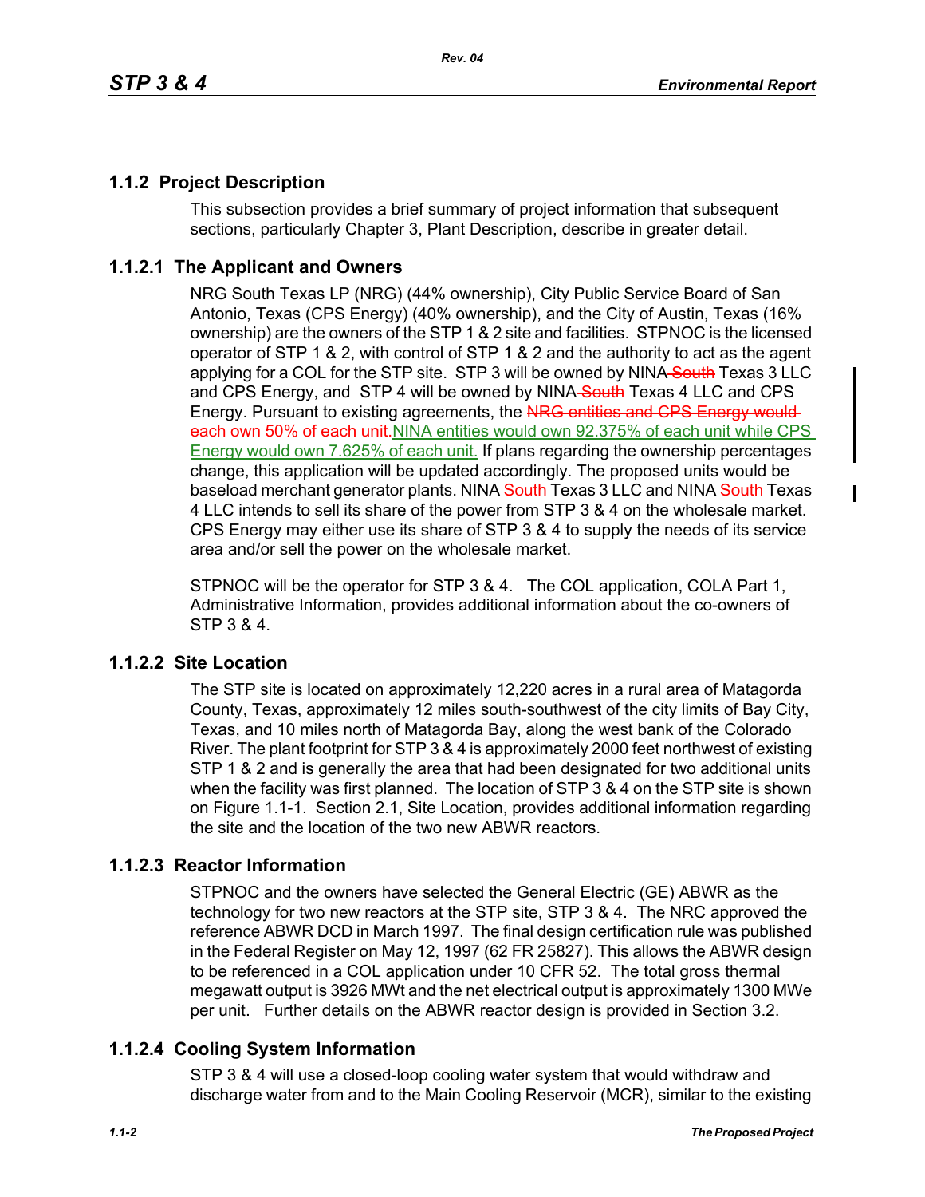## 1.1.2 Project Description

This subsection provides a brief summary of project information that subsequent sections, particularly Chapter 3, Plant Description, describe in greater detail.

### 1.1.2.1 The Applicant and Owners

NRG South Texas LP (NRG) (44% ownership), City Public Service Board of San Antonio, Texas (CPS Energy) (40% ownership), and the City of Austin, Texas (16% ownership) are the owners of the STP 1 & 2 site and facilities. STPNOC is the licensed operator of STP 1 & 2, with control of STP 1 & 2 and the authority to act as the agent applying for a COL for the STP site. STP 3 will be owned by NINA ~~South~~ Texas 3 LLC and CPS Energy, and STP 4 will be owned by NINA ~~South~~ Texas 4 LLC and CPS Energy. Pursuant to existing agreements, the ~~NRG entities and CPS Energy would each own 50% of each unit.~~ NINA entities would own 92.375% of each unit while CPS Energy would own 7.625% of each unit. If plans regarding the ownership percentages change, this application will be updated accordingly. The proposed units would be baseload merchant generator plants. NINA ~~South~~ Texas 3 LLC and NINA ~~South~~ Texas 4 LLC intends to sell its share of the power from STP 3 & 4 on the wholesale market. CPS Energy may either use its share of STP 3 & 4 to supply the needs of its service area and/or sell the power on the wholesale market.

STPNOC will be the operator for STP 3 & 4. The COL application, COLA Part 1, Administrative Information, provides additional information about the co-owners of STP 3 & 4.

### 1.1.2.2 Site Location

The STP site is located on approximately 12,220 acres in a rural area of Matagorda County, Texas, approximately 12 miles south-southwest of the city limits of Bay City, Texas, and 10 miles north of Matagorda Bay, along the west bank of the Colorado River. The plant footprint for STP 3 & 4 is approximately 2000 feet northwest of existing STP 1 & 2 and is generally the area that had been designated for two additional units when the facility was first planned. The location of STP 3 & 4 on the STP site is shown on Figure 1.1-1. Section 2.1, Site Location, provides additional information regarding the site and the location of the two new ABWR reactors.

### 1.1.2.3 Reactor Information

STPNOC and the owners have selected the General Electric (GE) ABWR as the technology for two new reactors at the STP site, STP 3 & 4. The NRC approved the reference ABWR DCD in March 1997. The final design certification rule was published in the Federal Register on May 12, 1997 (62 FR 25827). This allows the ABWR design to be referenced in a COL application under 10 CFR 52. The total gross thermal megawatt output is 3926 MWt and the net electrical output is approximately 1300 MWe per unit. Further details on the ABWR reactor design is provided in Section 3.2.

### 1.1.2.4 Cooling System Information

STP 3 & 4 will use a closed-loop cooling water system that would withdraw and discharge water from and to the Main Cooling Reservoir (MCR), similar to the existing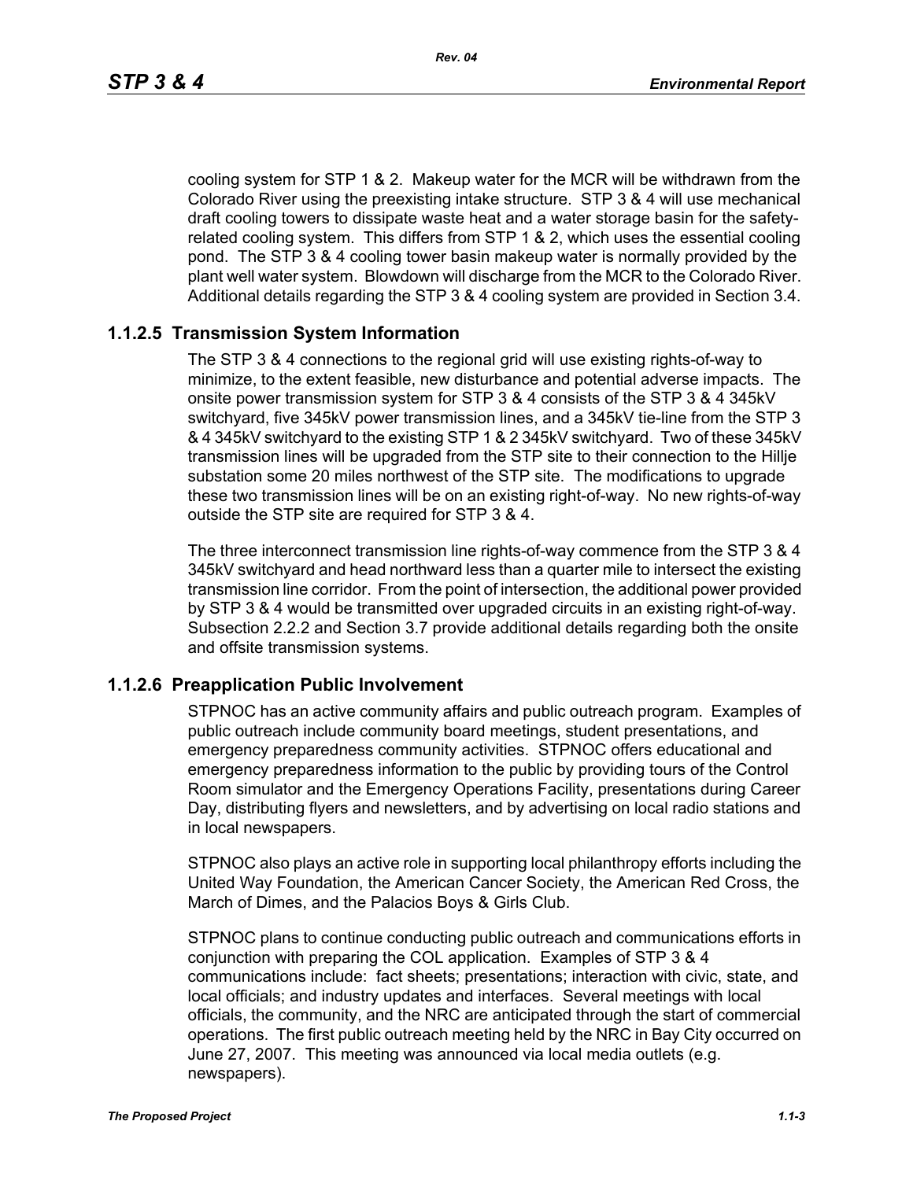cooling system for STP 1 & 2. Makeup water for the MCR will be withdrawn from the Colorado River using the preexisting intake structure. STP 3 & 4 will use mechanical draft cooling towers to dissipate waste heat and a water storage basin for the safety-related cooling system. This differs from STP 1 & 2, which uses the essential cooling pond. The STP 3 & 4 cooling tower basin makeup water is normally provided by the plant well water system. Blowdown will discharge from the MCR to the Colorado River. Additional details regarding the STP 3 & 4 cooling system are provided in Section 3.4.

### 1.1.2.5 Transmission System Information

The STP 3 & 4 connections to the regional grid will use existing rights-of-way to minimize, to the extent feasible, new disturbance and potential adverse impacts. The onsite power transmission system for STP 3 & 4 consists of the STP 3 & 4 345kV switchyard, five 345kV power transmission lines, and a 345kV tie-line from the STP 3 & 4 345kV switchyard to the existing STP 1 & 2 345kV switchyard. Two of these 345kV transmission lines will be upgraded from the STP site to their connection to the Hillje substation some 20 miles northwest of the STP site. The modifications to upgrade these two transmission lines will be on an existing right-of-way. No new rights-of-way outside the STP site are required for STP 3 & 4.

The three interconnect transmission line rights-of-way commence from the STP 3 & 4 345kV switchyard and head northward less than a quarter mile to intersect the existing transmission line corridor. From the point of intersection, the additional power provided by STP 3 & 4 would be transmitted over upgraded circuits in an existing right-of-way. Subsection 2.2.2 and Section 3.7 provide additional details regarding both the onsite and offsite transmission systems.

### 1.1.2.6 Preapplication Public Involvement

STPNOC has an active community affairs and public outreach program. Examples of public outreach include community board meetings, student presentations, and emergency preparedness community activities. STPNOC offers educational and emergency preparedness information to the public by providing tours of the Control Room simulator and the Emergency Operations Facility, presentations during Career Day, distributing flyers and newsletters, and by advertising on local radio stations and in local newspapers.

STPNOC also plays an active role in supporting local philanthropy efforts including the United Way Foundation, the American Cancer Society, the American Red Cross, the March of Dimes, and the Palacios Boys & Girls Club.

STPNOC plans to continue conducting public outreach and communications efforts in conjunction with preparing the COL application. Examples of STP 3 & 4 communications include: fact sheets; presentations; interaction with civic, state, and local officials; and industry updates and interfaces. Several meetings with local officials, the community, and the NRC are anticipated through the start of commercial operations. The first public outreach meeting held by the NRC in Bay City occurred on June 27, 2007. This meeting was announced via local media outlets (e.g. newspapers).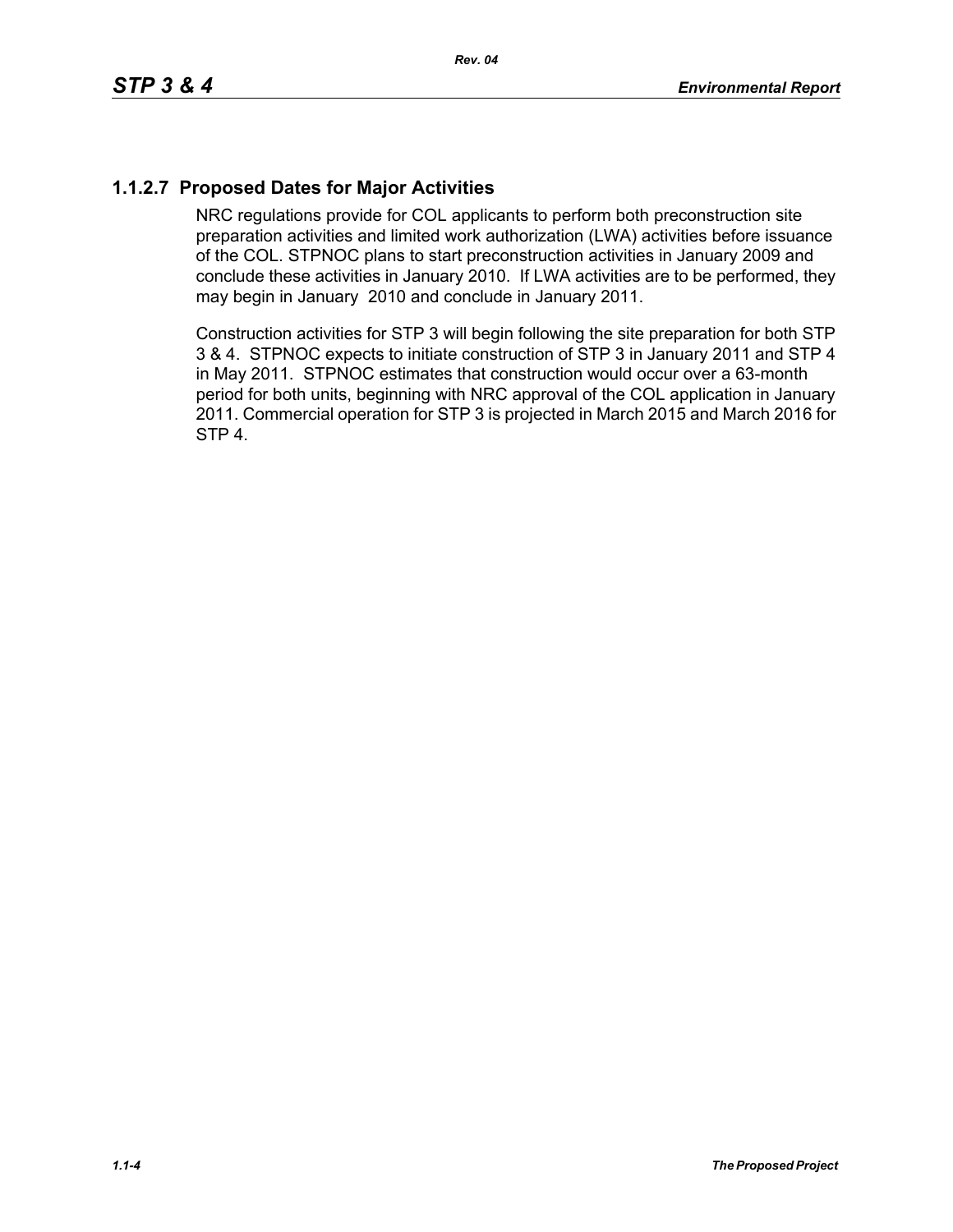### 1.1.2.7 Proposed Dates for Major Activities

NRC regulations provide for COL applicants to perform both preconstruction site preparation activities and limited work authorization (LWA) activities before issuance of the COL. STPNOC plans to start preconstruction activities in January 2009 and conclude these activities in January 2010. If LWA activities are to be performed, they may begin in January 2010 and conclude in January 2011.

Construction activities for STP 3 will begin following the site preparation for both STP 3 & 4. STPNOC expects to initiate construction of STP 3 in January 2011 and STP 4 in May 2011. STPNOC estimates that construction would occur over a 63-month period for both units, beginning with NRC approval of the COL application in January 2011. Commercial operation for STP 3 is projected in March 2015 and March 2016 for STP 4.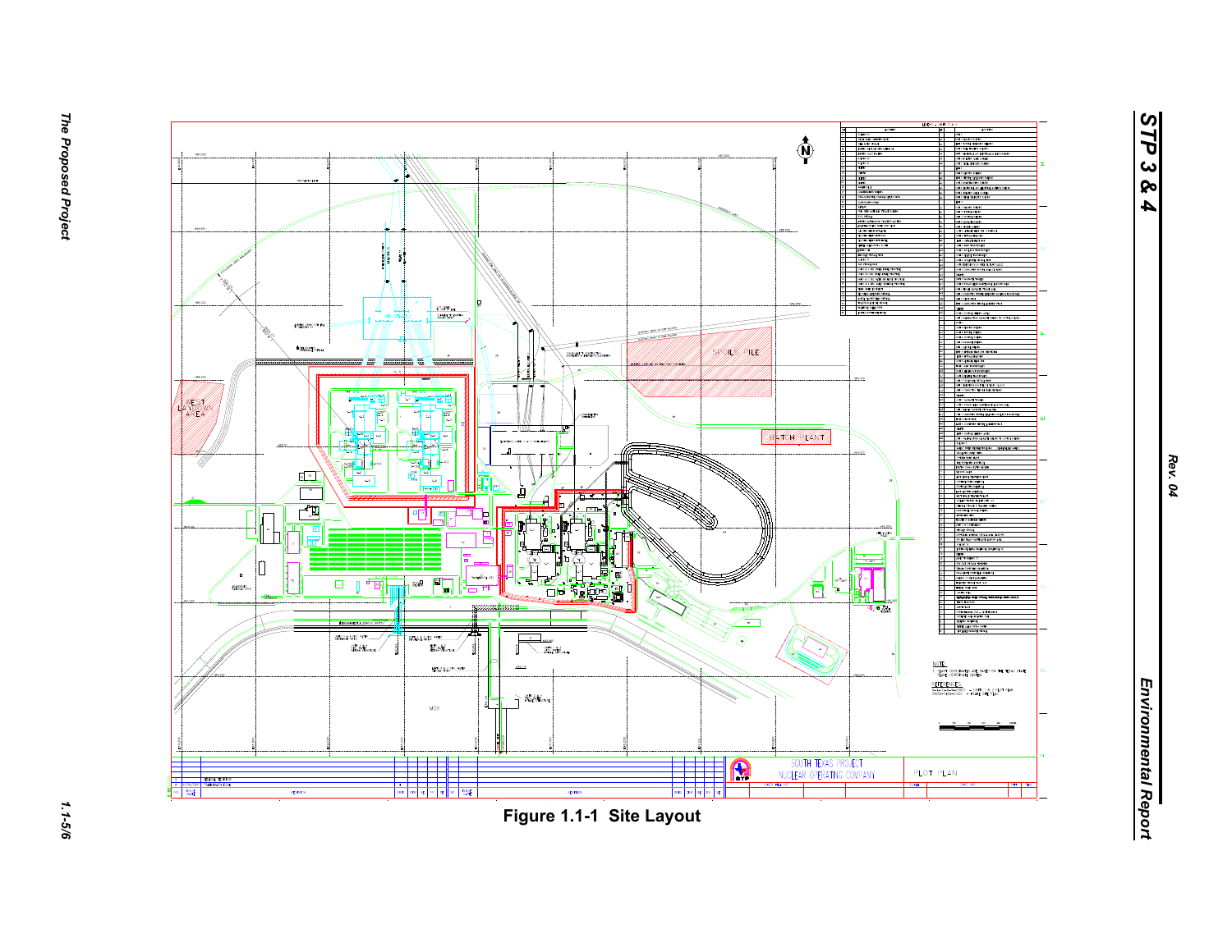Figure 1.1-1 Site Layout